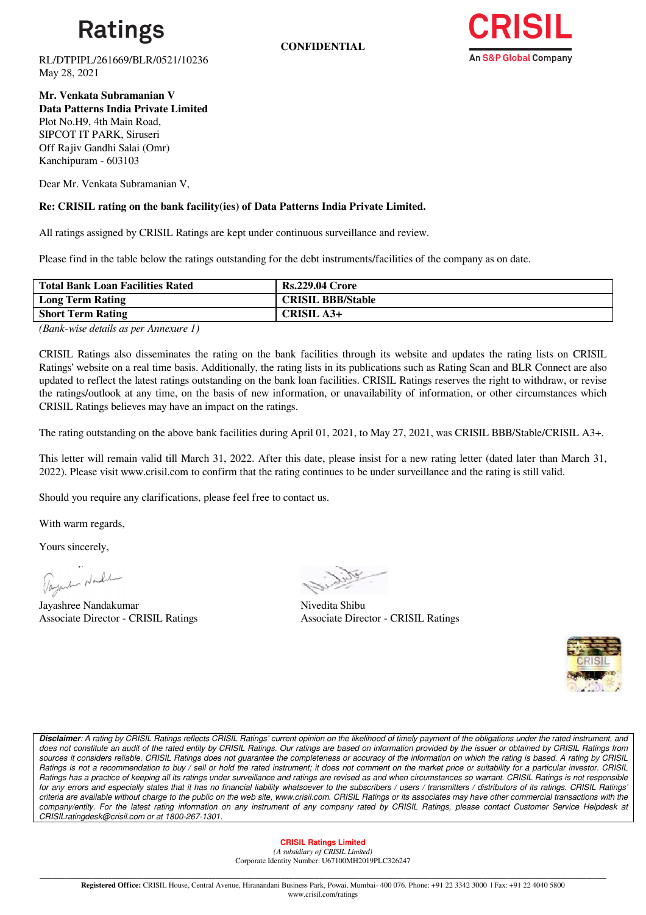# Ratings

**CONFIDENTIAL**

CRISIL
An S&P Global Company

RL/DTPIPL/261669/BLR/0521/10236
May 28, 2021

**Mr. Venkata Subramanian V**
**Data Patterns India Private Limited**
Plot No.H9, 4th Main Road,
SIPCOT IT PARK, Siruseri
Off Rajiv Gandhi Salai (Omr)
Kanchipuram - 603103

Dear Mr. Venkata Subramanian V,

**Re: CRISIL rating on the bank facility(ies) of Data Patterns India Private Limited.**

All ratings assigned by CRISIL Ratings are kept under continuous surveillance and review.

Please find in the table below the ratings outstanding for the debt instruments/facilities of the company as on date.

| **Total Bank Loan Facilities Rated** | **Rs.229.04 Crore** |
|---|---|
| **Long Term Rating** | **CRISIL BBB/Stable** |
| **Short Term Rating** | **CRISIL A3+** |

*(Bank-wise details as per Annexure 1)*

CRISIL Ratings also disseminates the rating on the bank facilities through its website and updates the rating lists on CRISIL Ratings' website on a real time basis. Additionally, the rating lists in its publications such as Rating Scan and BLR Connect are also updated to reflect the latest ratings outstanding on the bank loan facilities. CRISIL Ratings reserves the right to withdraw, or revise the ratings/outlook at any time, on the basis of new information, or unavailability of information, or other circumstances which CRISIL Ratings believes may have an impact on the ratings.

The rating outstanding on the above bank facilities during April 01, 2021, to May 27, 2021, was CRISIL BBB/Stable/CRISIL A3+.

This letter will remain valid till March 31, 2022. After this date, please insist for a new rating letter (dated later than March 31, 2022). Please visit www.crisil.com to confirm that the rating continues to be under surveillance and the rating is still valid.

Should you require any clarifications, please feel free to contact us.

With warm regards,

Yours sincerely,

Jayashree Nandakumar
Associate Director - CRISIL Ratings

Nivedita Shibu
Associate Director - CRISIL Ratings

***Disclaimer**: A rating by CRISIL Ratings reflects CRISIL Ratings' current opinion on the likelihood of timely payment of the obligations under the rated instrument, and does not constitute an audit of the rated entity by CRISIL Ratings. Our ratings are based on information provided by the issuer or obtained by CRISIL Ratings from sources it considers reliable. CRISIL Ratings does not guarantee the completeness or accuracy of the information on which the rating is based. A rating by CRISIL Ratings is not a recommendation to buy / sell or hold the rated instrument; it does not comment on the market price or suitability for a particular investor. CRISIL Ratings has a practice of keeping all its ratings under surveillance and ratings are revised as and when circumstances so warrant. CRISIL Ratings is not responsible for any errors and especially states that it has no financial liability whatsoever to the subscribers / users / transmitters / distributors of its ratings. CRISIL Ratings' criteria are available without charge to the public on the web site, www.crisil.com. CRISIL Ratings or its associates may have other commercial transactions with the company/entity. For the latest rating information on any instrument of any company rated by CRISIL Ratings, please contact Customer Service Helpdesk at CRISILratingdesk@crisil.com or at 1800-267-1301.*

**CRISIL Ratings Limited**
*(A subsidiary of CRISIL Limited)*
Corporate Identity Number: U67100MH2019PLC326247

**Registered Office:** CRISIL House, Central Avenue, Hiranandani Business Park, Powai, Mumbai- 400 076. Phone: +91 22 3342 3000 | Fax: +91 22 4040 5800
www.crisil.com/ratings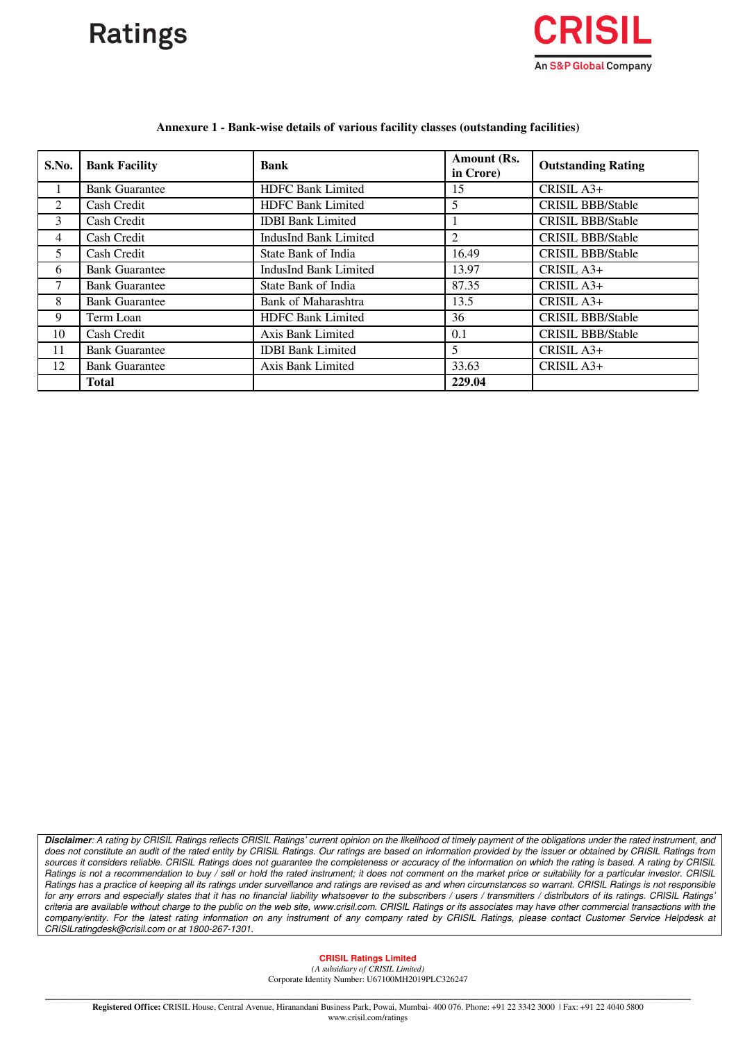**Annexure 1 - Bank-wise details of various facility classes (outstanding facilities)**

| S.No. | Bank Facility | Bank | Amount (Rs. in Crore) | Outstanding Rating |
|---|---|---|---|---|
| 1 | Bank Guarantee | HDFC Bank Limited | 15 | CRISIL A3+ |
| 2 | Cash Credit | HDFC Bank Limited | 5 | CRISIL BBB/Stable |
| 3 | Cash Credit | IDBI Bank Limited | 1 | CRISIL BBB/Stable |
| 4 | Cash Credit | IndusInd Bank Limited | 2 | CRISIL BBB/Stable |
| 5 | Cash Credit | State Bank of India | 16.49 | CRISIL BBB/Stable |
| 6 | Bank Guarantee | IndusInd Bank Limited | 13.97 | CRISIL A3+ |
| 7 | Bank Guarantee | State Bank of India | 87.35 | CRISIL A3+ |
| 8 | Bank Guarantee | Bank of Maharashtra | 13.5 | CRISIL A3+ |
| 9 | Term Loan | HDFC Bank Limited | 36 | CRISIL BBB/Stable |
| 10 | Cash Credit | Axis Bank Limited | 0.1 | CRISIL BBB/Stable |
| 11 | Bank Guarantee | IDBI Bank Limited | 5 | CRISIL A3+ |
| 12 | Bank Guarantee | Axis Bank Limited | 33.63 | CRISIL A3+ |
| | **Total** | | **229.04** | |

***Disclaimer****: A rating by CRISIL Ratings reflects CRISIL Ratings' current opinion on the likelihood of timely payment of the obligations under the rated instrument, and does not constitute an audit of the rated entity by CRISIL Ratings. Our ratings are based on information provided by the issuer or obtained by CRISIL Ratings from sources it considers reliable. CRISIL Ratings does not guarantee the completeness or accuracy of the information on which the rating is based. A rating by CRISIL Ratings is not a recommendation to buy / sell or hold the rated instrument; it does not comment on the market price or suitability for a particular investor. CRISIL Ratings has a practice of keeping all its ratings under surveillance and ratings are revised as and when circumstances so warrant. CRISIL Ratings is not responsible for any errors and especially states that it has no financial liability whatsoever to the subscribers / users / transmitters / distributors of its ratings. CRISIL Ratings' criteria are available without charge to the public on the web site, www.crisil.com. CRISIL Ratings or its associates may have other commercial transactions with the company/entity. For the latest rating information on any instrument of any company rated by CRISIL Ratings, please contact Customer Service Helpdesk at CRISILratingdesk@crisil.com or at 1800-267-1301.*

**CRISIL Ratings Limited**
*(A subsidiary of CRISIL Limited)*
Corporate Identity Number: U67100MH2019PLC326247

**Registered Office:** CRISIL House, Central Avenue, Hiranandani Business Park, Powai, Mumbai- 400 076. Phone: +91 22 3342 3000 | Fax: +91 22 4040 5800
www.crisil.com/ratings